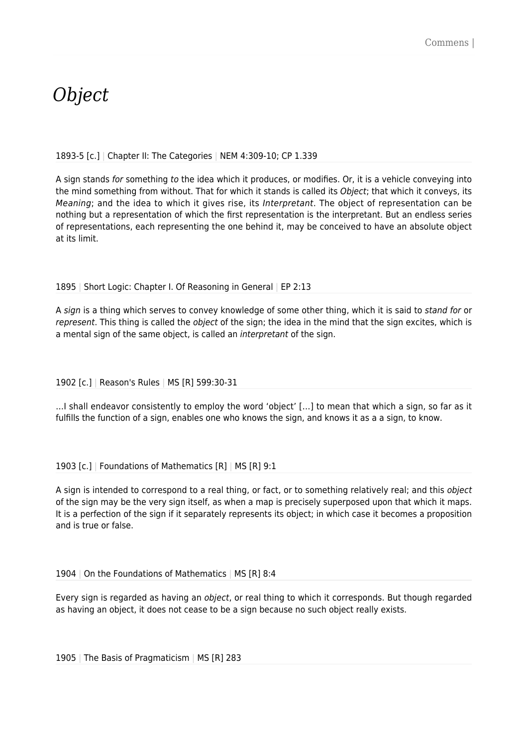# *Object*

1893-5 [c.] | Chapter II: The Categories | NEM 4:309-10; CP 1.339

A sign stands *for* something *to* the idea which it produces, or modifies. Or, it is a vehicle conveying into the mind something from without. That for which it stands is called its *Object*; that which it conveys, its *Meaning*; and the idea to which it gives rise, its *Interpretant*. The object of representation can be nothing but a representation of which the first representation is the interpretant. But an endless series of representations, each representing the one behind it, may be conceived to have an absolute object at its limit.

1895 | Short Logic: Chapter I. Of Reasoning in General | EP 2:13

A *sign* is a thing which serves to convey knowledge of some other thing, which it is said to *stand for* or *represent*. This thing is called the *object* of the sign; the idea in the mind that the sign excites, which is a mental sign of the same object, is called an *interpretant* of the sign.

1902 [c.] | Reason's Rules | MS [R] 599:30-31

…I shall endeavor consistently to employ the word 'object' […] to mean that which a sign, so far as it fulfills the function of a sign, enables one who knows the sign, and knows it as a a sign, to know.

1903 [c.] | Foundations of Mathematics [R] | MS [R] 9:1

A sign is intended to correspond to a real thing, or fact, or to something relatively real; and this *object* of the sign may be the very sign itself, as when a map is precisely superposed upon that which it maps. It is a perfection of the sign if it separately represents its object; in which case it becomes a proposition and is true or false.

1904 | On the Foundations of Mathematics | MS [R] 8:4

Every sign is regarded as having an *object*, or real thing to which it corresponds. But though regarded as having an object, it does not cease to be a sign because no such object really exists.

1905 | The Basis of Pragmaticism | MS [R] 283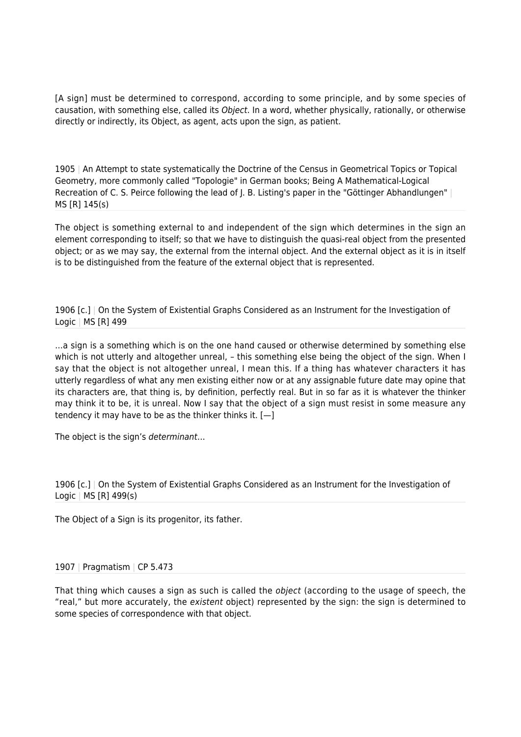[A sign] must be determined to correspond, according to some principle, and by some species of causation, with something else, called its *Object*. In a word, whether physically, rationally, or otherwise directly or indirectly, its Object, as agent, acts upon the sign, as patient.

1905 | An Attempt to state systematically the Doctrine of the Census in Geometrical Topics or Topical Geometry, more commonly called "Topologie" in German books; Being A Mathematical-Logical Recreation of C. S. Peirce following the lead of J. B. Listing's paper in the "Göttinger Abhandlungen" | MS [R] 145(s)

The object is something external to and independent of the sign which determines in the sign an element corresponding to itself; so that we have to distinguish the quasi-real object from the presented object; or as we may say, the external from the internal object. And the external object as it is in itself is to be distinguished from the feature of the external object that is represented.

1906 [c.] | On the System of Existential Graphs Considered as an Instrument for the Investigation of Logic | MS [R] 499

…a sign is a something which is on the one hand caused or otherwise determined by something else which is not utterly and altogether unreal, – this something else being the object of the sign. When I say that the object is not altogether unreal, I mean this. If a thing has whatever characters it has utterly regardless of what any men existing either now or at any assignable future date may opine that its characters are, that thing is, by definition, perfectly real. But in so far as it is whatever the thinker may think it to be, it is unreal. Now I say that the object of a sign must resist in some measure any tendency it may have to be as the thinker thinks it. [—]

The object is the sign's *determinant*…

1906 [c.] | On the System of Existential Graphs Considered as an Instrument for the Investigation of Logic | MS [R] 499(s)

The Object of a Sign is its progenitor, its father.

1907 | Pragmatism | CP 5.473

That thing which causes a sign as such is called the *object* (according to the usage of speech, the "real," but more accurately, the *existent* object) represented by the sign: the sign is determined to some species of correspondence with that object.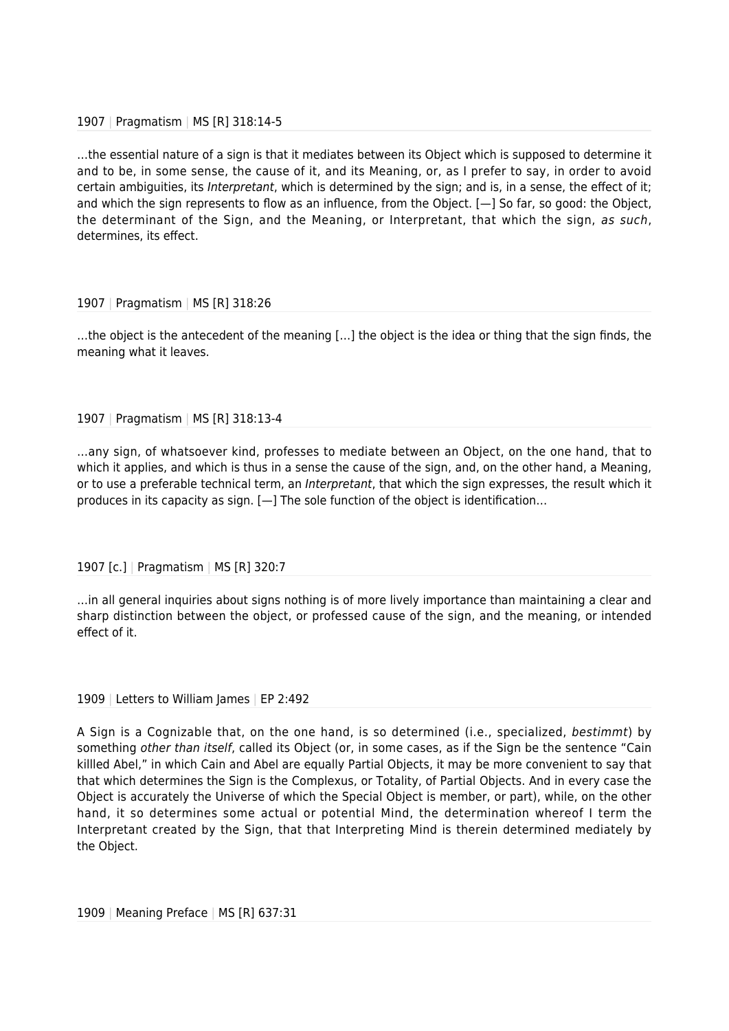1907 | Pragmatism | MS [R] 318:14-5

…the essential nature of a sign is that it mediates between its Object which is supposed to determine it and to be, in some sense, the cause of it, and its Meaning, or, as I prefer to say, in order to avoid certain ambiguities, its *Interpretant*, which is determined by the sign; and is, in a sense, the effect of it; and which the sign represents to flow as an influence, from the Object. [—] So far, so good: the Object, the determinant of the Sign, and the Meaning, or Interpretant, that which the sign, *as such*, determines, its effect.

1907 | Pragmatism | MS [R] 318:26

…the object is the antecedent of the meaning […] the object is the idea or thing that the sign finds, the meaning what it leaves.

1907 | Pragmatism | MS [R] 318:13-4

…any sign, of whatsoever kind, professes to mediate between an Object, on the one hand, that to which it applies, and which is thus in a sense the cause of the sign, and, on the other hand, a Meaning, or to use a preferable technical term, an *Interpretant*, that which the sign expresses, the result which it produces in its capacity as sign. [—] The sole function of the object is identification…

1907 [c.] | Pragmatism | MS [R] 320:7

…in all general inquiries about signs nothing is of more lively importance than maintaining a clear and sharp distinction between the object, or professed cause of the sign, and the meaning, or intended effect of it.

1909 | Letters to William James | EP 2:492

A Sign is a Cognizable that, on the one hand, is so determined (i.e., specialized, *bestimmt*) by something *other than itself*, called its Object (or, in some cases, as if the Sign be the sentence "Cain killled Abel," in which Cain and Abel are equally Partial Objects, it may be more convenient to say that that which determines the Sign is the Complexus, or Totality, of Partial Objects. And in every case the Object is accurately the Universe of which the Special Object is member, or part), while, on the other hand, it so determines some actual or potential Mind, the determination whereof I term the Interpretant created by the Sign, that that Interpreting Mind is therein determined mediately by the Object.

1909 | Meaning Preface | MS [R] 637:31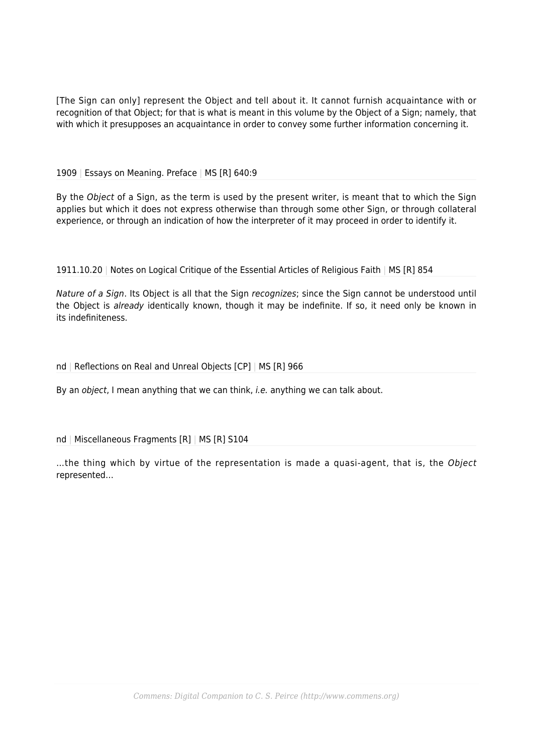[The Sign can only] represent the Object and tell about it. It cannot furnish acquaintance with or recognition of that Object; for that is what is meant in this volume by the Object of a Sign; namely, that with which it presupposes an acquaintance in order to convey some further information concerning it.

1909 | Essays on Meaning. Preface | MS [R] 640:9

By the *Object* of a Sign, as the term is used by the present writer, is meant that to which the Sign applies but which it does not express otherwise than through some other Sign, or through collateral experience, or through an indication of how the interpreter of it may proceed in order to identify it.

1911.10.20 | Notes on Logical Critique of the Essential Articles of Religious Faith | MS [R] 854

*Nature of a Sign*. Its Object is all that the Sign *recognizes*; since the Sign cannot be understood until the Object is *already* identically known, though it may be indefinite. If so, it need only be known in its indefiniteness.

nd | Reflections on Real and Unreal Objects [CP] | MS [R] 966

By an *object*, I mean anything that we can think, *i.e.* anything we can talk about.

nd | Miscellaneous Fragments [R] | MS [R] S104

…the thing which by virtue of the representation is made a quasi-agent, that is, the *Object* represented…